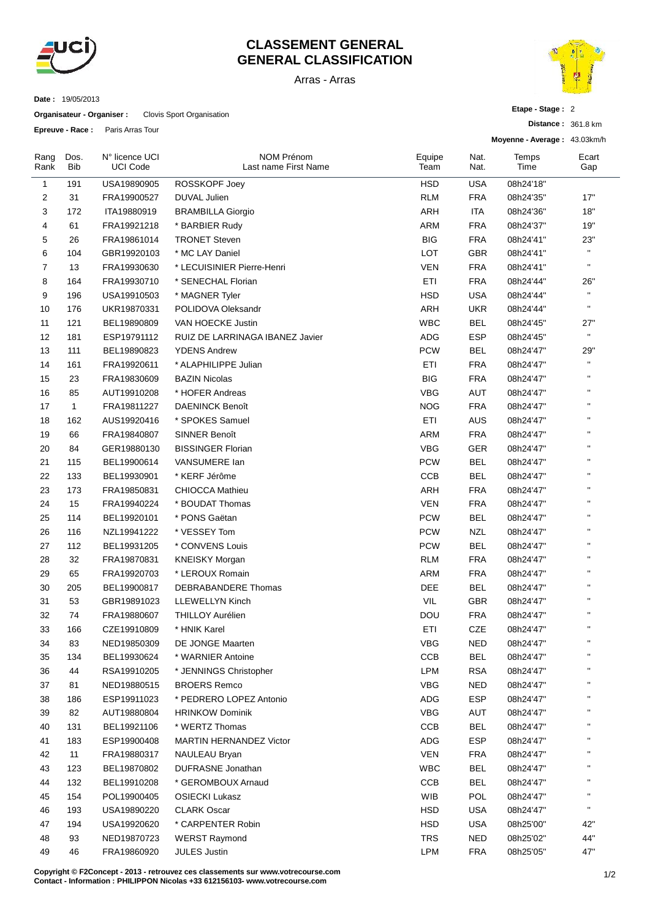# CLASSEMENT GENERAL
# GENERAL CLASSIFICATION

Arras - Arras

**Date :** 19/05/2013

**Organisateur - Organiser :** Clovis Sport Organisation

**Epreuve - Race :** Paris Arras Tour

**Etape - Stage :** 2

**Distance :** 361.8 km

**Moyenne - Average :** 43.03km/h

| Rang Rank | Dos. Bib | N° licence UCI UCI Code | NOM Prénom Last name First Name | Equipe Team | Nat. Nat. | Temps Time | Ecart Gap |
|---|---|---|---|---|---|---|---|
| 1 | 191 | USA19890905 | ROSSKOPF Joey | HSD | USA | 08h24'18'' | |
| 2 | 31 | FRA19900527 | DUVAL Julien | RLM | FRA | 08h24'35'' | 17'' |
| 3 | 172 | ITA19880919 | BRAMBILLA Giorgio | ARH | ITA | 08h24'36'' | 18'' |
| 4 | 61 | FRA19921218 | * BARBIER Rudy | ARM | FRA | 08h24'37'' | 19'' |
| 5 | 26 | FRA19861014 | TRONET Steven | BIG | FRA | 08h24'41'' | 23'' |
| 6 | 104 | GBR19920103 | * MC LAY Daniel | LOT | GBR | 08h24'41'' | '' |
| 7 | 13 | FRA19930630 | * LECUISINIER Pierre-Henri | VEN | FRA | 08h24'41'' | '' |
| 8 | 164 | FRA19930710 | * SENECHAL Florian | ETI | FRA | 08h24'44'' | 26'' |
| 9 | 196 | USA19910503 | * MAGNER Tyler | HSD | USA | 08h24'44'' | '' |
| 10 | 176 | UKR19870331 | POLIDOVA Oleksandr | ARH | UKR | 08h24'44'' | '' |
| 11 | 121 | BEL19890809 | VAN HOECKE Justin | WBC | BEL | 08h24'45'' | 27'' |
| 12 | 181 | ESP19791112 | RUIZ DE LARRINAGA IBANEZ Javier | ADG | ESP | 08h24'45'' | '' |
| 13 | 111 | BEL19890823 | YDENS Andrew | PCW | BEL | 08h24'47'' | 29'' |
| 14 | 161 | FRA19920611 | * ALAPHILIPPE Julian | ETI | FRA | 08h24'47'' | '' |
| 15 | 23 | FRA19830609 | BAZIN Nicolas | BIG | FRA | 08h24'47'' | '' |
| 16 | 85 | AUT19910208 | * HOFER Andreas | VBG | AUT | 08h24'47'' | '' |
| 17 | 1 | FRA19811227 | DAENINCK Benoît | NOG | FRA | 08h24'47'' | '' |
| 18 | 162 | AUS19920416 | * SPOKES Samuel | ETI | AUS | 08h24'47'' | '' |
| 19 | 66 | FRA19840807 | SINNER Benoît | ARM | FRA | 08h24'47'' | '' |
| 20 | 84 | GER19880130 | BISSINGER Florian | VBG | GER | 08h24'47'' | '' |
| 21 | 115 | BEL19900614 | VANSUMERE Ian | PCW | BEL | 08h24'47'' | '' |
| 22 | 133 | BEL19930901 | * KERF Jérôme | CCB | BEL | 08h24'47'' | '' |
| 23 | 173 | FRA19850831 | CHIOCCA Mathieu | ARH | FRA | 08h24'47'' | '' |
| 24 | 15 | FRA19940224 | * BOUDAT Thomas | VEN | FRA | 08h24'47'' | '' |
| 25 | 114 | BEL19920101 | * PONS Gaëtan | PCW | BEL | 08h24'47'' | '' |
| 26 | 116 | NZL19941222 | * VESSEY Tom | PCW | NZL | 08h24'47'' | '' |
| 27 | 112 | BEL19931205 | * CONVENS Louis | PCW | BEL | 08h24'47'' | '' |
| 28 | 32 | FRA19870831 | KNEISKY Morgan | RLM | FRA | 08h24'47'' | '' |
| 29 | 65 | FRA19920703 | * LEROUX Romain | ARM | FRA | 08h24'47'' | '' |
| 30 | 205 | BEL19900817 | DEBRABANDERE Thomas | DEE | BEL | 08h24'47'' | '' |
| 31 | 53 | GBR19891023 | LLEWELLYN Kinch | VIL | GBR | 08h24'47'' | '' |
| 32 | 74 | FRA19880607 | THILLOY Aurélien | DOU | FRA | 08h24'47'' | '' |
| 33 | 166 | CZE19910809 | * HNIK Karel | ETI | CZE | 08h24'47'' | '' |
| 34 | 83 | NED19850309 | DE JONGE Maarten | VBG | NED | 08h24'47'' | '' |
| 35 | 134 | BEL19930624 | * WARNIER Antoine | CCB | BEL | 08h24'47'' | '' |
| 36 | 44 | RSA19910205 | * JENNINGS Christopher | LPM | RSA | 08h24'47'' | '' |
| 37 | 81 | NED19880515 | BROERS Remco | VBG | NED | 08h24'47'' | '' |
| 38 | 186 | ESP19911023 | * PEDRERO LOPEZ Antonio | ADG | ESP | 08h24'47'' | '' |
| 39 | 82 | AUT19880804 | HRINKOW Dominik | VBG | AUT | 08h24'47'' | '' |
| 40 | 131 | BEL19921106 | * WERTZ Thomas | CCB | BEL | 08h24'47'' | '' |
| 41 | 183 | ESP19900408 | MARTIN HERNANDEZ Victor | ADG | ESP | 08h24'47'' | '' |
| 42 | 11 | FRA19880317 | NAULEAU Bryan | VEN | FRA | 08h24'47'' | '' |
| 43 | 123 | BEL19870802 | DUFRASNE Jonathan | WBC | BEL | 08h24'47'' | '' |
| 44 | 132 | BEL19910208 | * GEROMBOUX Arnaud | CCB | BEL | 08h24'47'' | '' |
| 45 | 154 | POL19900405 | OSIECKI Lukasz | WIB | POL | 08h24'47'' | '' |
| 46 | 193 | USA19890220 | CLARK Oscar | HSD | USA | 08h24'47'' | '' |
| 47 | 194 | USA19920620 | * CARPENTER Robin | HSD | USA | 08h25'00'' | 42'' |
| 48 | 93 | NED19870723 | WERST Raymond | TRS | NED | 08h25'02'' | 44'' |
| 49 | 46 | FRA19860920 | JULES Justin | LPM | FRA | 08h25'05'' | 47'' |

**Copyright © F2Concept - 2013 - retrouvez ces classements sur www.votrecourse.com**
**Contact - Information : PHILIPPON Nicolas +33 612156103- www.votrecourse.com**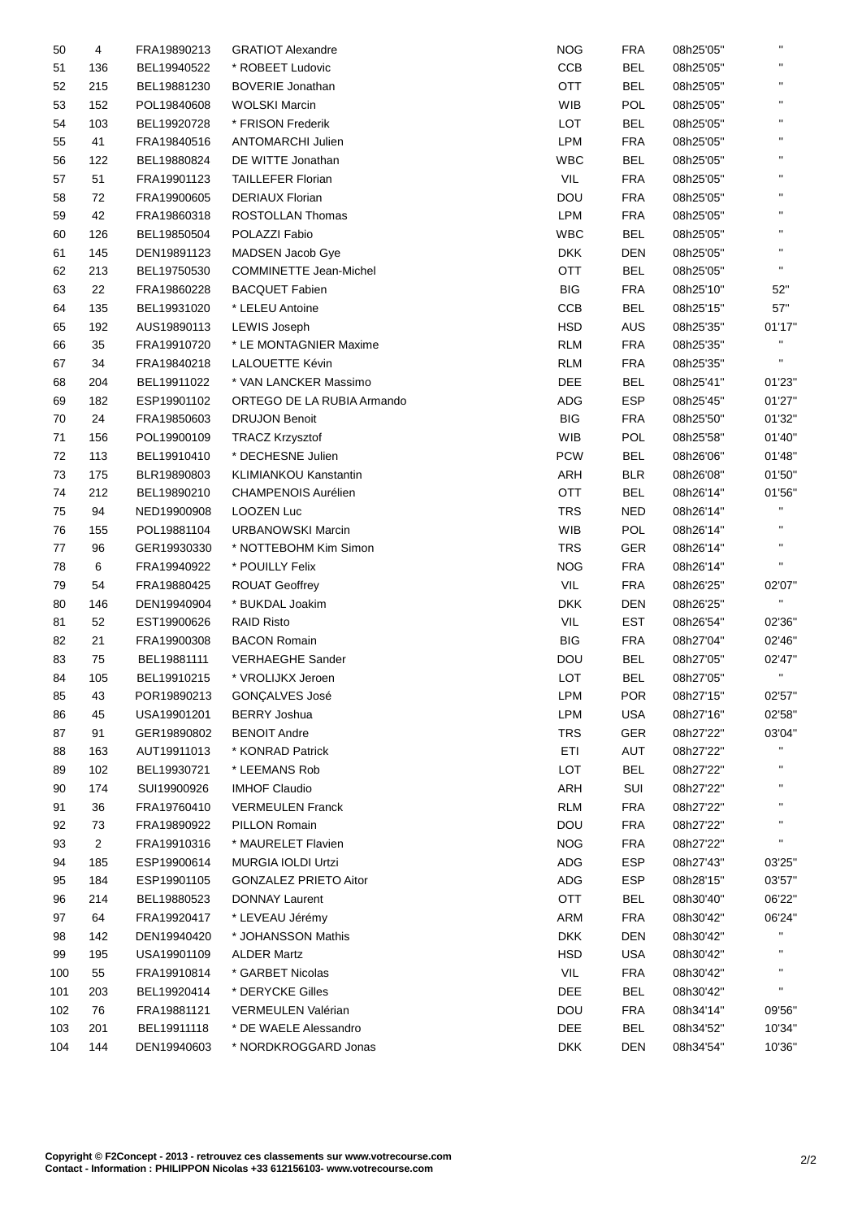| | | | | | | | |
|---|---|---|---|---|---|---|---|
| 50 | 4 | FRA19890213 | GRATIOT Alexandre | NOG | FRA | 08h25'05" | " |
| 51 | 136 | BEL19940522 | * ROBEET Ludovic | CCB | BEL | 08h25'05" | " |
| 52 | 215 | BEL19881230 | BOVERIE Jonathan | OTT | BEL | 08h25'05" | " |
| 53 | 152 | POL19840608 | WOLSKI Marcin | WIB | POL | 08h25'05" | " |
| 54 | 103 | BEL19920728 | * FRISON Frederik | LOT | BEL | 08h25'05" | " |
| 55 | 41 | FRA19840516 | ANTOMARCHI Julien | LPM | FRA | 08h25'05" | " |
| 56 | 122 | BEL19880824 | DE WITTE Jonathan | WBC | BEL | 08h25'05" | " |
| 57 | 51 | FRA19901123 | TAILLEFER Florian | VIL | FRA | 08h25'05" | " |
| 58 | 72 | FRA19900605 | DERIAUX Florian | DOU | FRA | 08h25'05" | " |
| 59 | 42 | FRA19860318 | ROSTOLLAN Thomas | LPM | FRA | 08h25'05" | " |
| 60 | 126 | BEL19850504 | POLAZZI Fabio | WBC | BEL | 08h25'05" | " |
| 61 | 145 | DEN19891123 | MADSEN Jacob Gye | DKK | DEN | 08h25'05" | " |
| 62 | 213 | BEL19750530 | COMMINETTE Jean-Michel | OTT | BEL | 08h25'05" | " |
| 63 | 22 | FRA19860228 | BACQUET Fabien | BIG | FRA | 08h25'10" | 52" |
| 64 | 135 | BEL19931020 | * LELEU Antoine | CCB | BEL | 08h25'15" | 57" |
| 65 | 192 | AUS19890113 | LEWIS Joseph | HSD | AUS | 08h25'35" | 01'17" |
| 66 | 35 | FRA19910720 | * LE MONTAGNIER Maxime | RLM | FRA | 08h25'35" | " |
| 67 | 34 | FRA19840218 | LALOUETTE Kévin | RLM | FRA | 08h25'35" | " |
| 68 | 204 | BEL19911022 | * VAN LANCKER Massimo | DEE | BEL | 08h25'41" | 01'23" |
| 69 | 182 | ESP19901102 | ORTEGO DE LA RUBIA Armando | ADG | ESP | 08h25'45" | 01'27" |
| 70 | 24 | FRA19850603 | DRUJON Benoit | BIG | FRA | 08h25'50" | 01'32" |
| 71 | 156 | POL19900109 | TRACZ Krzysztof | WIB | POL | 08h25'58" | 01'40" |
| 72 | 113 | BEL19910410 | * DECHESNE Julien | PCW | BEL | 08h26'06" | 01'48" |
| 73 | 175 | BLR19890803 | KLIMIANKOU Kanstantin | ARH | BLR | 08h26'08" | 01'50" |
| 74 | 212 | BEL19890210 | CHAMPENOIS Aurélien | OTT | BEL | 08h26'14" | 01'56" |
| 75 | 94 | NED19900908 | LOOZEN Luc | TRS | NED | 08h26'14" | " |
| 76 | 155 | POL19881104 | URBANOWSKI Marcin | WIB | POL | 08h26'14" | " |
| 77 | 96 | GER19930330 | * NOTTEBOHM Kim Simon | TRS | GER | 08h26'14" | " |
| 78 | 6 | FRA19940922 | * POUILLY Felix | NOG | FRA | 08h26'14" | " |
| 79 | 54 | FRA19880425 | ROUAT Geoffrey | VIL | FRA | 08h26'25" | 02'07" |
| 80 | 146 | DEN19940904 | * BUKDAL Joakim | DKK | DEN | 08h26'25" | " |
| 81 | 52 | EST19900626 | RAID Risto | VIL | EST | 08h26'54" | 02'36" |
| 82 | 21 | FRA19900308 | BACON Romain | BIG | FRA | 08h27'04" | 02'46" |
| 83 | 75 | BEL19881111 | VERHAEGHE Sander | DOU | BEL | 08h27'05" | 02'47" |
| 84 | 105 | BEL19910215 | * VROLIJKX Jeroen | LOT | BEL | 08h27'05" | " |
| 85 | 43 | POR19890213 | GONÇALVES José | LPM | POR | 08h27'15" | 02'57" |
| 86 | 45 | USA19901201 | BERRY Joshua | LPM | USA | 08h27'16" | 02'58" |
| 87 | 91 | GER19890802 | BENOIT Andre | TRS | GER | 08h27'22" | 03'04" |
| 88 | 163 | AUT19911013 | * KONRAD Patrick | ETI | AUT | 08h27'22" | " |
| 89 | 102 | BEL19930721 | * LEEMANS Rob | LOT | BEL | 08h27'22" | " |
| 90 | 174 | SUI19900926 | IMHOF Claudio | ARH | SUI | 08h27'22" | " |
| 91 | 36 | FRA19760410 | VERMEULEN Franck | RLM | FRA | 08h27'22" | " |
| 92 | 73 | FRA19890922 | PILLON Romain | DOU | FRA | 08h27'22" | " |
| 93 | 2 | FRA19910316 | * MAURELET Flavien | NOG | FRA | 08h27'22" | " |
| 94 | 185 | ESP19900614 | MURGIA IOLDI Urtzi | ADG | ESP | 08h27'43" | 03'25" |
| 95 | 184 | ESP19901105 | GONZALEZ PRIETO Aitor | ADG | ESP | 08h28'15" | 03'57" |
| 96 | 214 | BEL19880523 | DONNAY Laurent | OTT | BEL | 08h30'40" | 06'22" |
| 97 | 64 | FRA19920417 | * LEVEAU Jérémy | ARM | FRA | 08h30'42" | 06'24" |
| 98 | 142 | DEN19940420 | * JOHANSSON Mathis | DKK | DEN | 08h30'42" | " |
| 99 | 195 | USA19901109 | ALDER Martz | HSD | USA | 08h30'42" | " |
| 100 | 55 | FRA19910814 | * GARBET Nicolas | VIL | FRA | 08h30'42" | " |
| 101 | 203 | BEL19920414 | * DERYCKE Gilles | DEE | BEL | 08h30'42" | " |
| 102 | 76 | FRA19881121 | VERMEULEN Valérian | DOU | FRA | 08h34'14" | 09'56" |
| 103 | 201 | BEL19911118 | * DE WAELE Alessandro | DEE | BEL | 08h34'52" | 10'34" |
| 104 | 144 | DEN19940603 | * NORDKROGGARD Jonas | DKK | DEN | 08h34'54" | 10'36" |

**Copyright © F2Concept - 2013 - retrouvez ces classements sur www.votrecourse.com**
**Contact - Information : PHILIPPON Nicolas +33 612156103- www.votrecourse.com**